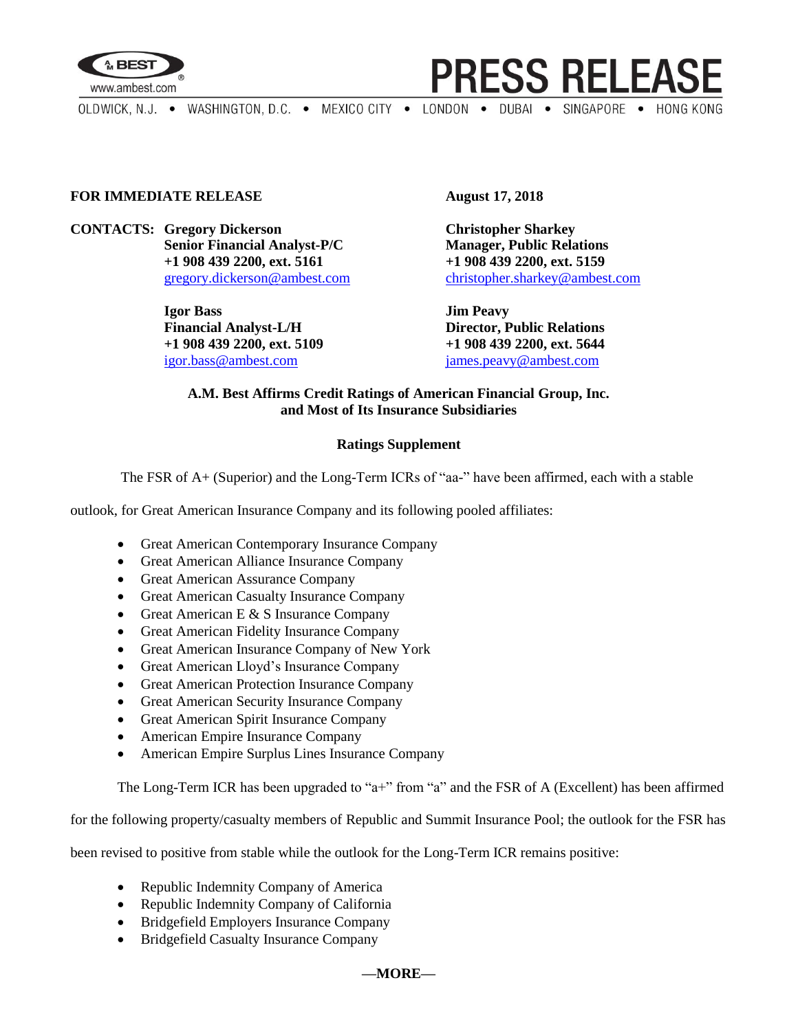# PRESS RELEASE

OLDWICK, N.J. • WASHINGTON, D.C. • MEXICO CITY • LONDON • DUBAI • SINGAPORE • HONG KONG

**FOR IMMEDIATE RELEASE** **August 17, 2018**

**CONTACTS:** **Gregory Dickerson**
**Senior Financial Analyst-P/C**
**+1 908 439 2200, ext. 5161**
gregory.dickerson@ambest.com

**Christopher Sharkey**
**Manager, Public Relations**
**+1 908 439 2200, ext. 5159**
christopher.sharkey@ambest.com

**Igor Bass**
**Financial Analyst-L/H**
**+1 908 439 2200, ext. 5109**
igor.bass@ambest.com

**Jim Peavy**
**Director, Public Relations**
**+1 908 439 2200, ext. 5644**
james.peavy@ambest.com

## A.M. Best Affirms Credit Ratings of American Financial Group, Inc. and Most of Its Insurance Subsidiaries

### Ratings Supplement

The FSR of A+ (Superior) and the Long-Term ICRs of "aa-" have been affirmed, each with a stable outlook, for Great American Insurance Company and its following pooled affiliates:

- Great American Contemporary Insurance Company
- Great American Alliance Insurance Company
- Great American Assurance Company
- Great American Casualty Insurance Company
- Great American E & S Insurance Company
- Great American Fidelity Insurance Company
- Great American Insurance Company of New York
- Great American Lloyd's Insurance Company
- Great American Protection Insurance Company
- Great American Security Insurance Company
- Great American Spirit Insurance Company
- American Empire Insurance Company
- American Empire Surplus Lines Insurance Company

The Long-Term ICR has been upgraded to "a+" from "a" and the FSR of A (Excellent) has been affirmed for the following property/casualty members of Republic and Summit Insurance Pool; the outlook for the FSR has been revised to positive from stable while the outlook for the Long-Term ICR remains positive:

- Republic Indemnity Company of America
- Republic Indemnity Company of California
- Bridgefield Employers Insurance Company
- Bridgefield Casualty Insurance Company

**—MORE—**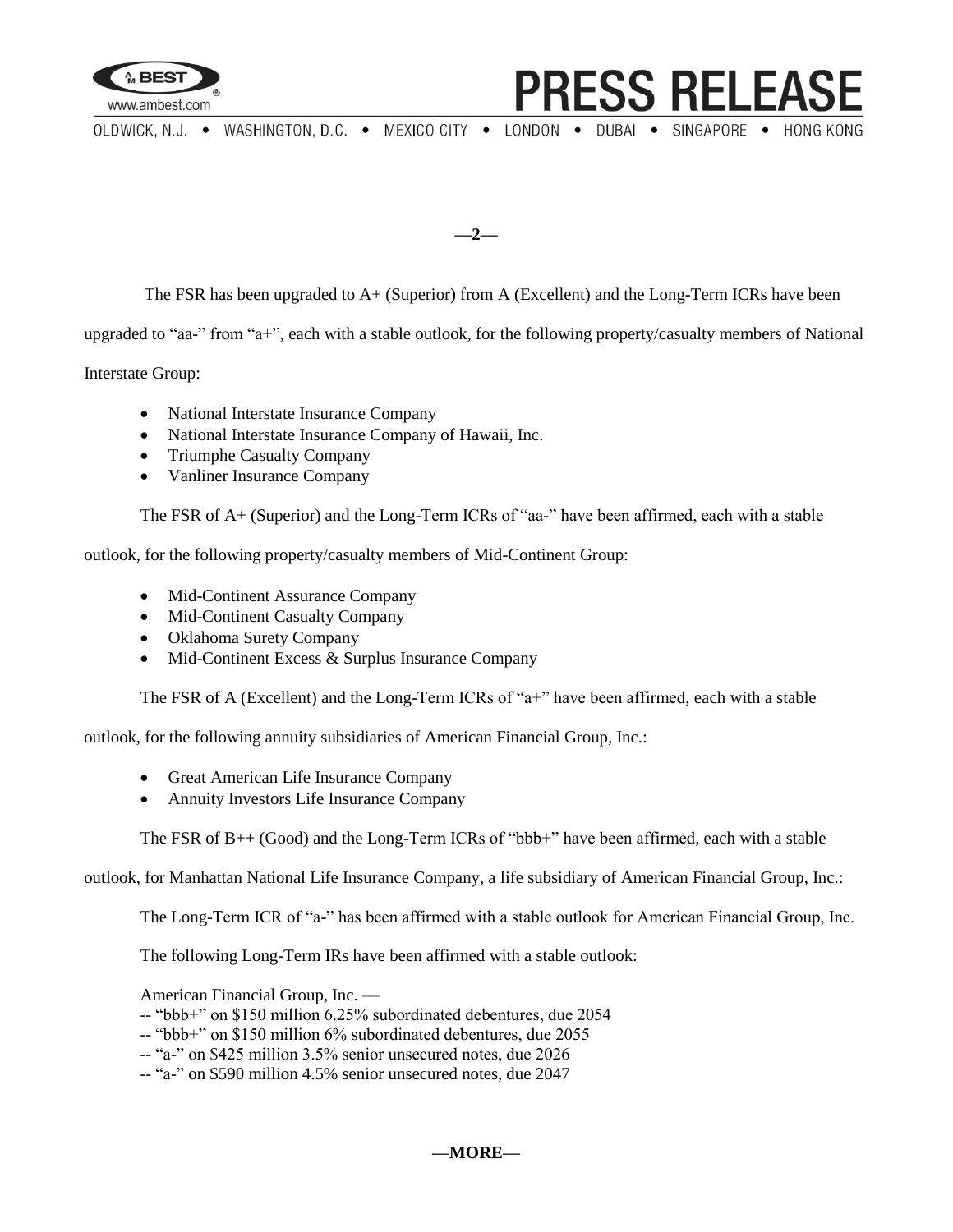The FSR has been upgraded to A+ (Superior) from A (Excellent) and the Long-Term ICRs have been upgraded to "aa-" from "a+", each with a stable outlook, for the following property/casualty members of National Interstate Group:

- National Interstate Insurance Company
- National Interstate Insurance Company of Hawaii, Inc.
- Triumphe Casualty Company
- Vanliner Insurance Company

The FSR of A+ (Superior) and the Long-Term ICRs of "aa-" have been affirmed, each with a stable outlook, for the following property/casualty members of Mid-Continent Group:

- Mid-Continent Assurance Company
- Mid-Continent Casualty Company
- Oklahoma Surety Company
- Mid-Continent Excess & Surplus Insurance Company

The FSR of A (Excellent) and the Long-Term ICRs of "a+" have been affirmed, each with a stable outlook, for the following annuity subsidiaries of American Financial Group, Inc.:

- Great American Life Insurance Company
- Annuity Investors Life Insurance Company

The FSR of B++ (Good) and the Long-Term ICRs of "bbb+" have been affirmed, each with a stable outlook, for Manhattan National Life Insurance Company, a life subsidiary of American Financial Group, Inc.:

The Long-Term ICR of "a-" has been affirmed with a stable outlook for American Financial Group, Inc.

The following Long-Term IRs have been affirmed with a stable outlook:

American Financial Group, Inc. —
-- "bbb+" on $150 million 6.25% subordinated debentures, due 2054
-- "bbb+" on $150 million 6% subordinated debentures, due 2055
-- "a-" on $425 million 3.5% senior unsecured notes, due 2026
-- "a-" on $590 million 4.5% senior unsecured notes, due 2047

—MORE—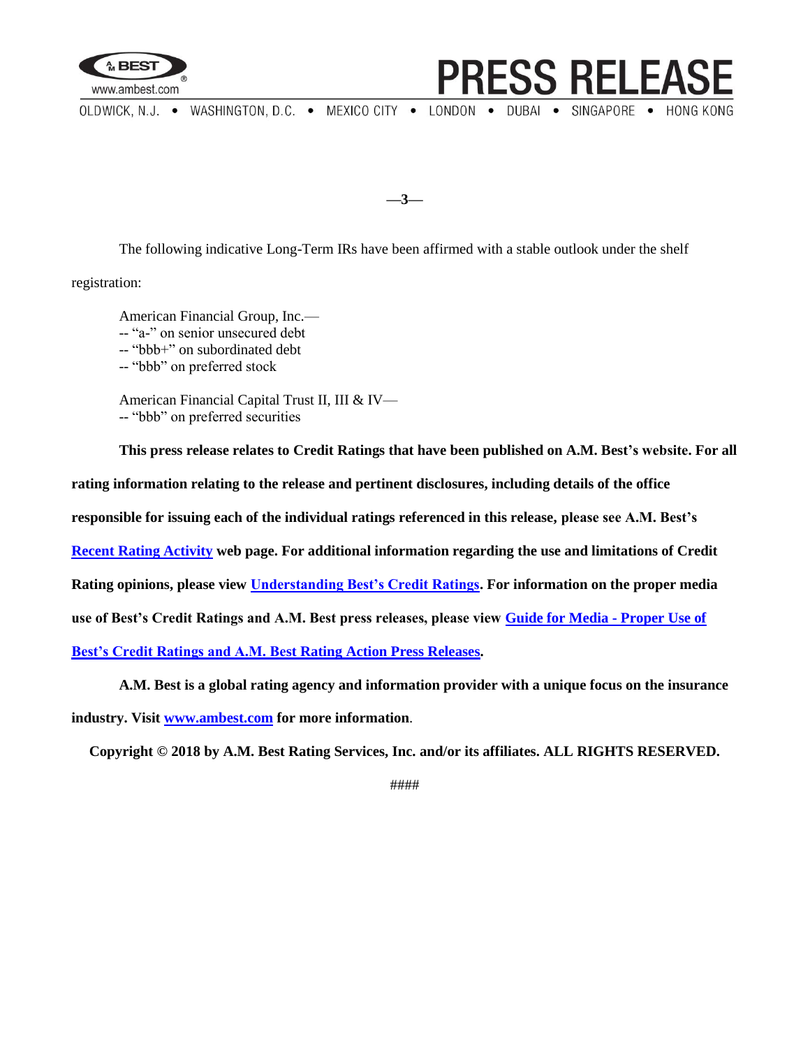The following indicative Long-Term IRs have been affirmed with a stable outlook under the shelf registration:

American Financial Group, Inc.—
-- "a-" on senior unsecured debt
-- "bbb+" on subordinated debt
-- "bbb" on preferred stock

American Financial Capital Trust II, III & IV—
-- "bbb" on preferred securities

**This press release relates to Credit Ratings that have been published on A.M. Best's website. For all rating information relating to the release and pertinent disclosures, including details of the office responsible for issuing each of the individual ratings referenced in this release, please see A.M. Best's Recent Rating Activity web page. For additional information regarding the use and limitations of Credit Rating opinions, please view Understanding Best's Credit Ratings. For information on the proper media use of Best's Credit Ratings and A.M. Best press releases, please view Guide for Media - Proper Use of Best's Credit Ratings and A.M. Best Rating Action Press Releases.**

**A.M. Best is a global rating agency and information provider with a unique focus on the insurance industry. Visit www.ambest.com for more information.**

**Copyright © 2018 by A.M. Best Rating Services, Inc. and/or its affiliates. ALL RIGHTS RESERVED.**

####